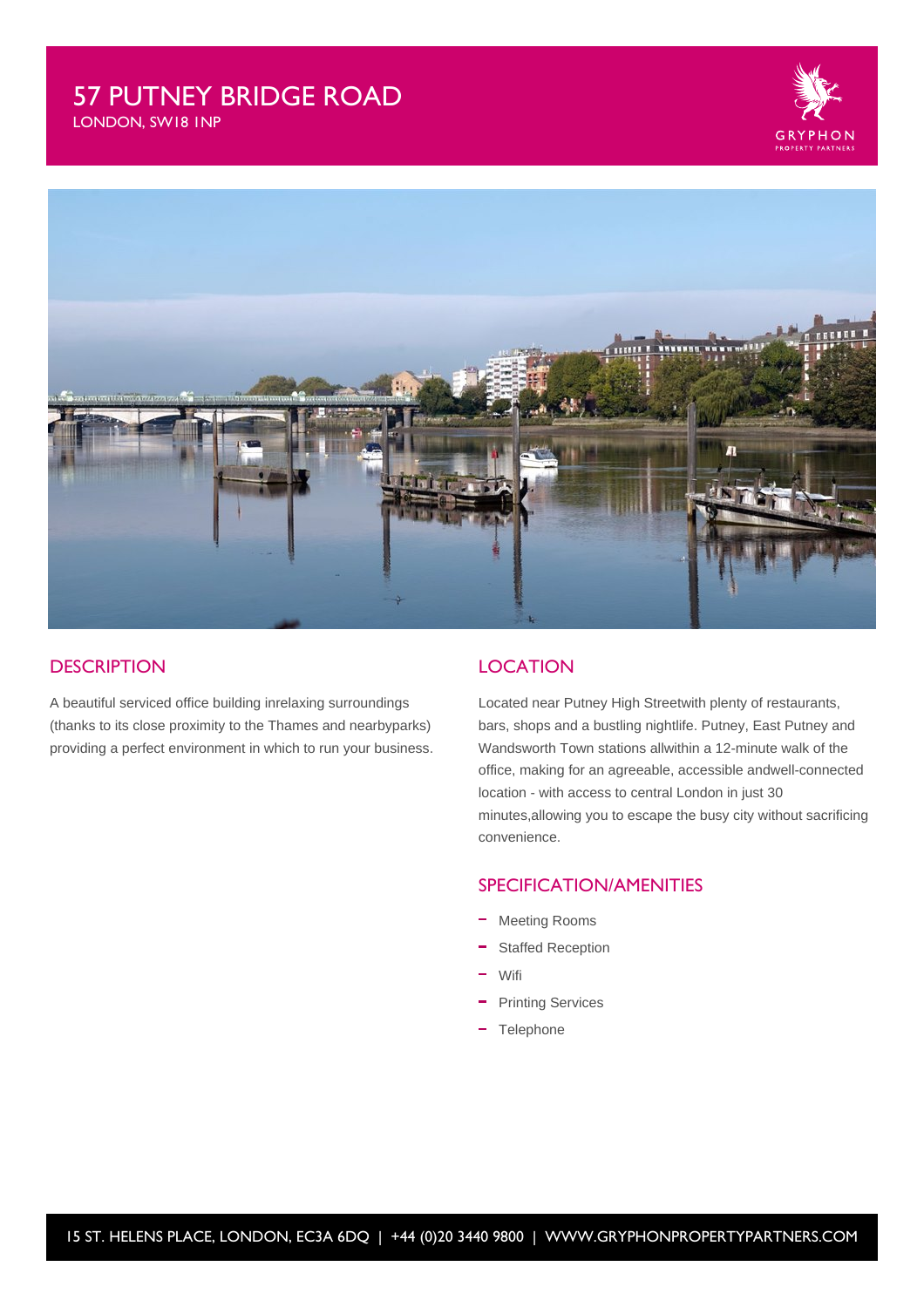// 57 PUTNEY BRIDGE ROAD

LONDON, SW18 1NP

## DESCRIPTION

A beautiful serviced office building inrelaxing surroundings (thanks to its close proximity to the Thames and nearbyparks) providing a perfect environment in which to run your business.

## LOCATION

Located near Putney High Streetwith plenty of restaurants, bars, shops and a bustling nightlife. Putney, East Putney and Wandsworth Town stations allwithin a 12-minute walk of the office, making for an agreeable, accessible andwell-connected location - with access to central London in just 30 minutes,allowing you to escape the busy city without sacrificing convenience.

## SPECIFICATION/AMENITIES

- Meeting Rooms
- Staffed Reception
- Wifi
- Printing Services
- Telephone

15 ST. HELENS PLACE, LONDON, EC3A 6DQ | +44 (0)20 3440 9800 | WWW.GRYPHONPROPERTYPARTNERS.COM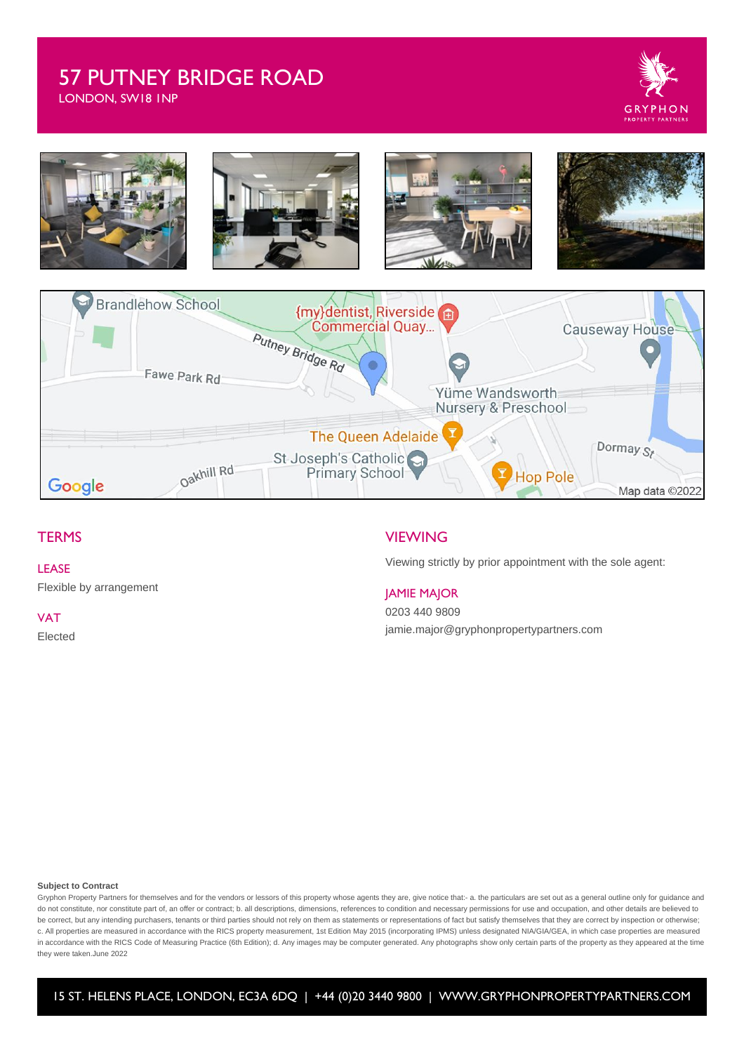# 57 PUTNEY BRIDGE ROAD

LONDON, SW18 1NP

## TERMS

### LEASE

Flexible by arrangement

### VAT

Elected

## VIEWING

Viewing strictly by prior appointment with the sole agent:

### JAMIE MAJOR

0203 440 9809

jamie.major@gryphonpropertypartners.com

**Subject to Contract**

Gryphon Property Partners for themselves and for the vendors or lessors of this property whose agents they are, give notice that:- a. the particulars are set out as a general outline only for guidance and do not constitute, nor constitute part of, an offer or contract; b. all descriptions, dimensions, references to condition and necessary permissions for use and occupation, and other details are believed to be correct, but any intending purchasers, tenants or third parties should not rely on them as statements or representations of fact but satisfy themselves that they are correct by inspection or otherwise; c. All properties are measured in accordance with the RICS property measurement, 1st Edition May 2015 (incorporating IPMS) unless designated NIA/GIA/GEA, in which case properties are measured in accordance with the RICS Code of Measuring Practice (6th Edition); d. Any images may be computer generated. Any photographs show only certain parts of the property as they appeared at the time they were taken.June 2022

15 ST. HELENS PLACE, LONDON, EC3A 6DQ | +44 (0)20 3440 9800 | WWW.GRYPHONPROPERTYPARTNERS.COM